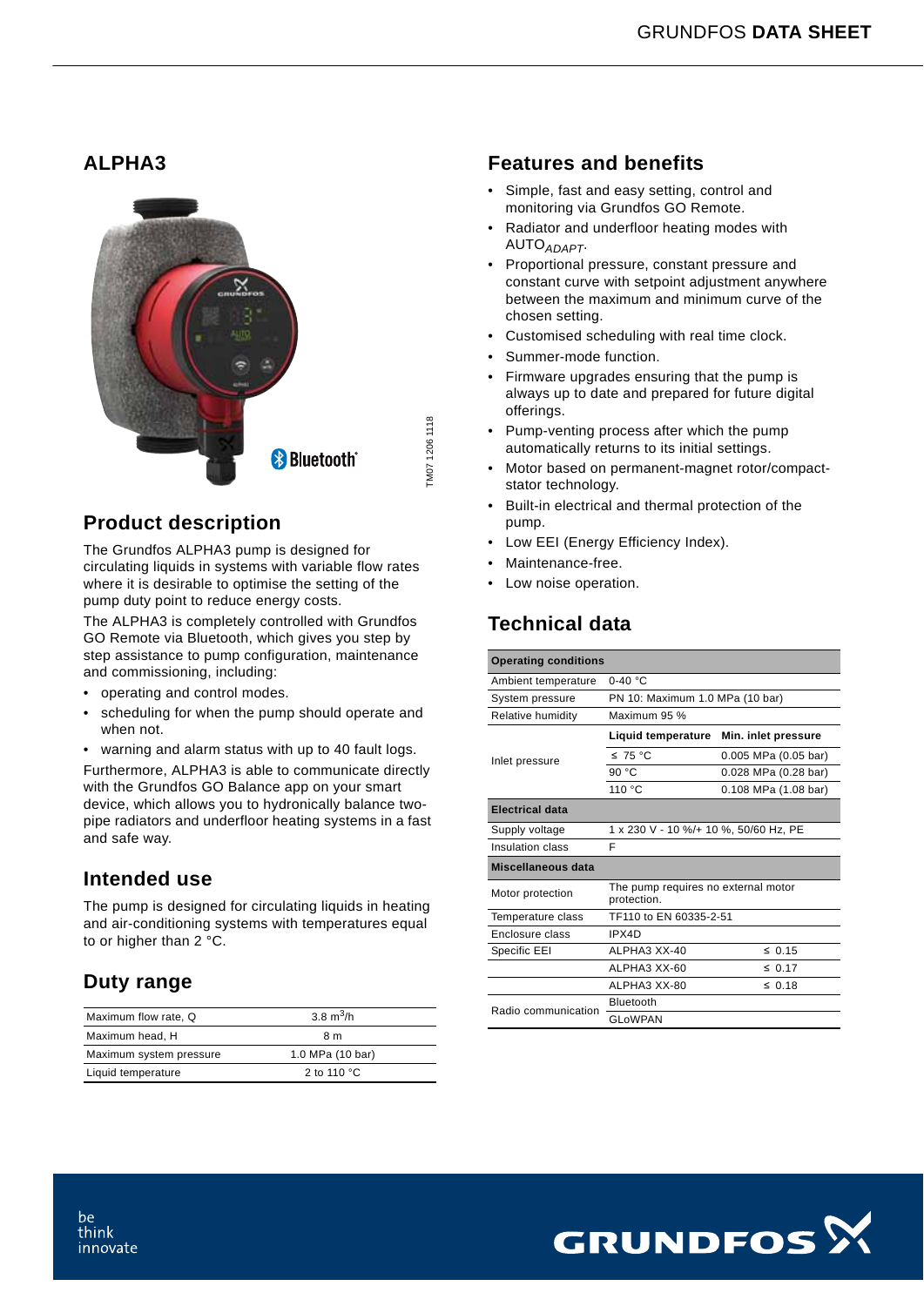# ALPHA3

TM07 1206 1118

## Product description

The Grundfos ALPHA3 pump is designed for circulating liquids in systems with variable flow rates where it is desirable to optimise the setting of the pump duty point to reduce energy costs.

The ALPHA3 is completely controlled with Grundfos GO Remote via Bluetooth, which gives you step by step assistance to pump configuration, maintenance and commissioning, including:

- operating and control modes.
- scheduling for when the pump should operate and when not.
- warning and alarm status with up to 40 fault logs.

Furthermore, ALPHA3 is able to communicate directly with the Grundfos GO Balance app on your smart device, which allows you to hydronically balance two-pipe radiators and underfloor heating systems in a fast and safe way.

## Intended use

The pump is designed for circulating liquids in heating and air-conditioning systems with temperatures equal to or higher than 2 °C.

## Duty range

| | |
|---|---|
| Maximum flow rate, Q | 3.8 $m^3$/h |
| Maximum head, H | 8 m |
| Maximum system pressure | 1.0 MPa (10 bar) |
| Liquid temperature | 2 to 110 °C |

## Features and benefits

- Simple, fast and easy setting, control and monitoring via Grundfos GO Remote.
- Radiator and underfloor heating modes with AUTO$_{ADAPT}$.
- Proportional pressure, constant pressure and constant curve with setpoint adjustment anywhere between the maximum and minimum curve of the chosen setting.
- Customised scheduling with real time clock.
- Summer-mode function.
- Firmware upgrades ensuring that the pump is always up to date and prepared for future digital offerings.
- Pump-venting process after which the pump automatically returns to its initial settings.
- Motor based on permanent-magnet rotor/compact-stator technology.
- Built-in electrical and thermal protection of the pump.
- Low EEI (Energy Efficiency Index).
- Maintenance-free.
- Low noise operation.

## Technical data

| **Operating conditions** | | |
|---|---|---|
| Ambient temperature | 0-40 °C | |
| System pressure | PN 10: Maximum 1.0 MPa (10 bar) | |
| Relative humidity | Maximum 95 % | |
| Inlet pressure | **Liquid temperature** | **Min. inlet pressure** |
| | ≤ 75 °C | 0.005 MPa (0.05 bar) |
| | 90 °C | 0.028 MPa (0.28 bar) |
| | 110 °C | 0.108 MPa (1.08 bar) |
| **Electrical data** | | |
| Supply voltage | 1 x 230 V - 10 %/+ 10 %, 50/60 Hz, PE | |
| Insulation class | F | |
| **Miscellaneous data** | | |
| Motor protection | The pump requires no external motor protection. | |
| Temperature class | TF110 to EN 60335-2-51 | |
| Enclosure class | IPX4D | |
| Specific EEI | ALPHA3 XX-40 | ≤ 0.15 |
| | ALPHA3 XX-60 | ≤ 0.17 |
| | ALPHA3 XX-80 | ≤ 0.18 |
| Radio communication | Bluetooth | |
| | GLoWPAN | |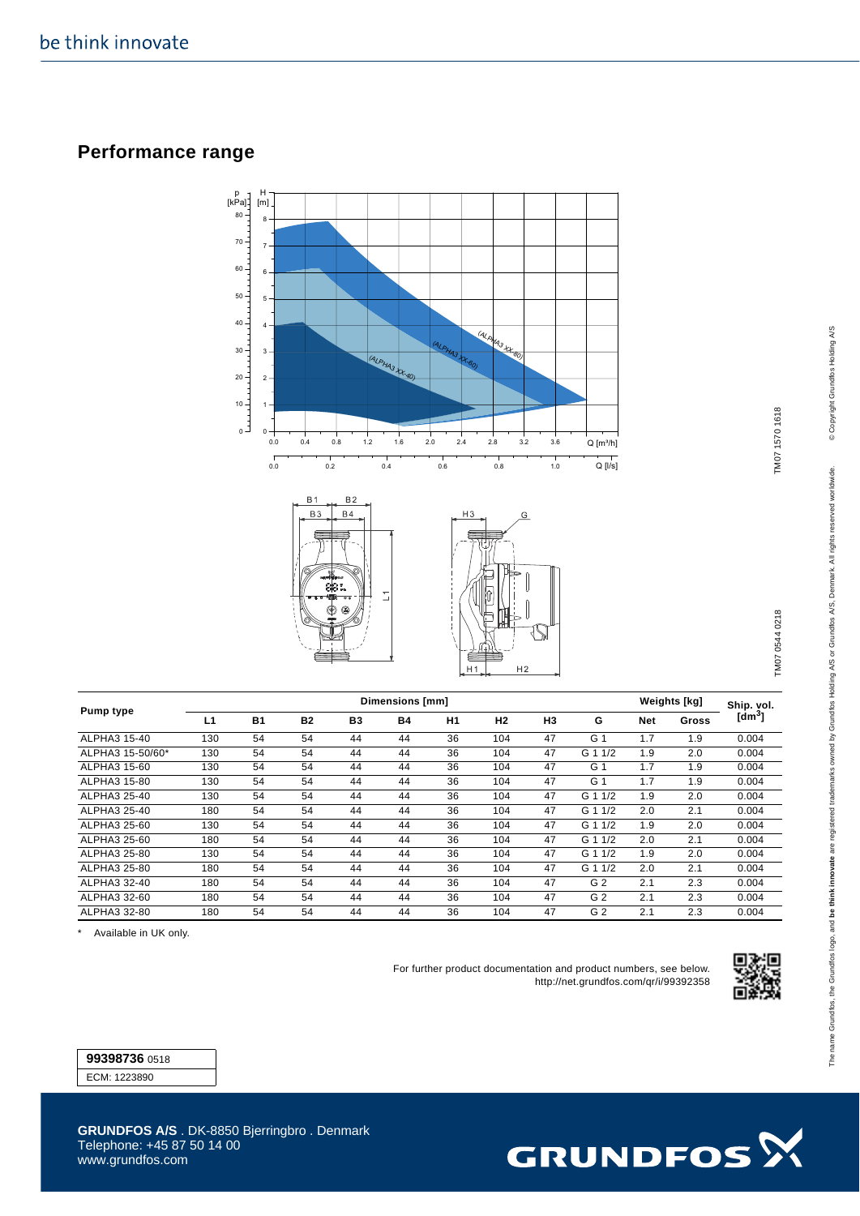## Performance range

p [kPa]
H [m]
80, 70, 60, 50, 40, 30, 20, 10, 0
8, 7, 6, 5, 4, 3, 2, 1, 0

(ALPHA3 XX-80)
(ALPHA3 XX-60)
(ALPHA3 XX-40)

0.0 0.4 0.8 1.2 1.6 2.0 2.4 2.8 3.2 3.6 Q [m³/h]
0.0 0.2 0.4 0.6 0.8 1.0 Q [l/s]

TM07 1570 1618

B1 B2
B3 B4
L1
H3 G
H1 H2

TM07 0544 0218

| Pump type | Dimensions [mm] | | | | | | | | | Weights [kg] | | Ship. vol. $[dm^3]$ |
|---|---|---|---|---|---|---|---|---|---|---|---|---|
| | L1 | B1 | B2 | B3 | B4 | H1 | H2 | H3 | G | Net | Gross | |
| ALPHA3 15-40 | 130 | 54 | 54 | 44 | 44 | 36 | 104 | 47 | G 1 | 1.7 | 1.9 | 0.004 |
| ALPHA3 15-50/60* | 130 | 54 | 54 | 44 | 44 | 36 | 104 | 47 | G 1 1/2 | 1.9 | 2.0 | 0.004 |
| ALPHA3 15-60 | 130 | 54 | 54 | 44 | 44 | 36 | 104 | 47 | G 1 | 1.7 | 1.9 | 0.004 |
| ALPHA3 15-80 | 130 | 54 | 54 | 44 | 44 | 36 | 104 | 47 | G 1 | 1.7 | 1.9 | 0.004 |
| ALPHA3 25-40 | 130 | 54 | 54 | 44 | 44 | 36 | 104 | 47 | G 1 1/2 | 1.9 | 2.0 | 0.004 |
| ALPHA3 25-40 | 180 | 54 | 54 | 44 | 44 | 36 | 104 | 47 | G 1 1/2 | 2.0 | 2.1 | 0.004 |
| ALPHA3 25-60 | 130 | 54 | 54 | 44 | 44 | 36 | 104 | 47 | G 1 1/2 | 1.9 | 2.0 | 0.004 |
| ALPHA3 25-60 | 180 | 54 | 54 | 44 | 44 | 36 | 104 | 47 | G 1 1/2 | 2.0 | 2.1 | 0.004 |
| ALPHA3 25-80 | 130 | 54 | 54 | 44 | 44 | 36 | 104 | 47 | G 1 1/2 | 1.9 | 2.0 | 0.004 |
| ALPHA3 25-80 | 180 | 54 | 54 | 44 | 44 | 36 | 104 | 47 | G 1 1/2 | 2.0 | 2.1 | 0.004 |
| ALPHA3 32-40 | 180 | 54 | 54 | 44 | 44 | 36 | 104 | 47 | G 2 | 2.1 | 2.3 | 0.004 |
| ALPHA3 32-60 | 180 | 54 | 54 | 44 | 44 | 36 | 104 | 47 | G 2 | 2.1 | 2.3 | 0.004 |
| ALPHA3 32-80 | 180 | 54 | 54 | 44 | 44 | 36 | 104 | 47 | G 2 | 2.1 | 2.3 | 0.004 |

\* Available in UK only.

For further product documentation and product numbers, see below.
http://net.grundfos.com/qr/i/99392358

**99398736** 0518
ECM: 1223890

**GRUNDFOS A/S** . DK-8850 Bjerringbro . Denmark
Telephone: +45 87 50 14 00
www.grundfos.com

The name Grundfos, the Grundfos logo, and **be think innovate** are registered trademarks owned by Grundfos Holding A/S or Grundfos A/S, Denmark. All rights reserved worldwide.

© Copyright Grundfos Holding A/S